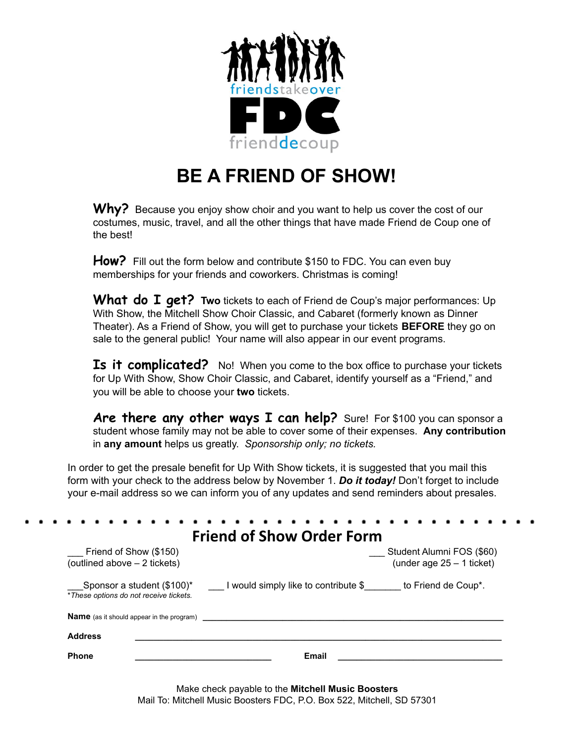friendstakeover

FDC

frienddecoup

# BE A FRIEND OF SHOW!

**Why?** Because you enjoy show choir and you want to help us cover the cost of our costumes, music, travel, and all the other things that have made Friend de Coup one of the best!

**How?** Fill out the form below and contribute $150 to FDC. You can even buy memberships for your friends and coworkers. Christmas is coming!

**What do I get?** **Two** tickets to each of Friend de Coup's major performances: Up With Show, the Mitchell Show Choir Classic, and Cabaret (formerly known as Dinner Theater). As a Friend of Show, you will get to purchase your tickets **BEFORE** they go on sale to the general public! Your name will also appear in our event programs.

**Is it complicated?** No! When you come to the box office to purchase your tickets for Up With Show, Show Choir Classic, and Cabaret, identify yourself as a "Friend," and you will be able to choose your **two** tickets.

**Are there any other ways I can help?** Sure! For $100 you can sponsor a student whose family may not be able to cover some of their expenses. **Any contribution** in **any amount** helps us greatly. *Sponsorship only; no tickets.*

In order to get the presale benefit for Up With Show tickets, it is suggested that you mail this form with your check to the address below by November 1. ***Do it today!*** Don't forget to include your e-mail address so we can inform you of any updates and send reminders about presales.

## Friend of Show Order Form

___ Friend of Show ($150)
(outlined above – 2 tickets)

___ Student Alumni FOS ($60)
(under age 25 – 1 ticket)

___Sponsor a student ($100)*

___ I would simply like to contribute $_______ to Friend de Coup*.

**These options do not receive tickets.*

**Name** (as it should appear in the program) ______________________________

**Address** ______________________________

**Phone** ______________________ **Email** ______________________

Make check payable to the **Mitchell Music Boosters**
Mail To: Mitchell Music Boosters FDC, P.O. Box 522, Mitchell, SD 57301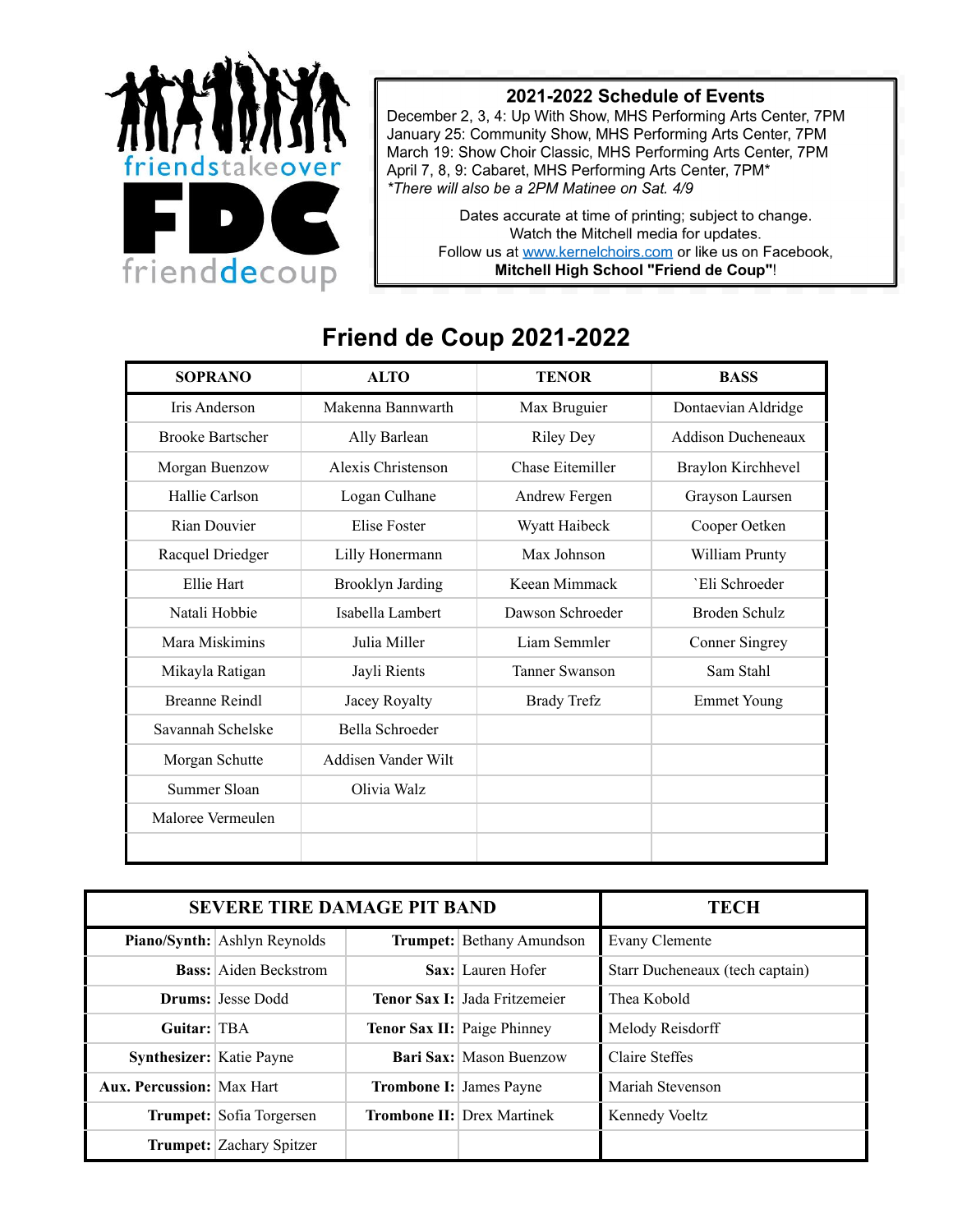friendstakeover

FDC

frienddecoup

**2021-2022 Schedule of Events**

December 2, 3, 4: Up With Show, MHS Performing Arts Center, 7PM
January 25: Community Show, MHS Performing Arts Center, 7PM
March 19: Show Choir Classic, MHS Performing Arts Center, 7PM
April 7, 8, 9: Cabaret, MHS Performing Arts Center, 7PM*
*\*There will also be a 2PM Matinee on Sat. 4/9*

Dates accurate at time of printing; subject to change.
Watch the Mitchell media for updates.
Follow us at www.kernelchoirs.com or like us on Facebook,
**Mitchell High School "Friend de Coup"**!

## Friend de Coup 2021-2022

| SOPRANO | ALTO | TENOR | BASS |
|---|---|---|---|
| Iris Anderson | Makenna Bannwarth | Max Bruguier | Dontaevian Aldridge |
| Brooke Bartscher | Ally Barlean | Riley Dey | Addison Ducheneaux |
| Morgan Buenzow | Alexis Christenson | Chase Eitemiller | Braylon Kirchhevel |
| Hallie Carlson | Logan Culhane | Andrew Fergen | Grayson Laursen |
| Rian Douvier | Elise Foster | Wyatt Haibeck | Cooper Oetken |
| Racquel Driedger | Lilly Honermann | Max Johnson | William Prunty |
| Ellie Hart | Brooklyn Jarding | Keean Mimmack | `Eli Schroeder |
| Natali Hobbie | Isabella Lambert | Dawson Schroeder | Broden Schulz |
| Mara Miskimins | Julia Miller | Liam Semmler | Conner Singrey |
| Mikayla Ratigan | Jayli Rients | Tanner Swanson | Sam Stahl |
| Breanne Reindl | Jacey Royalty | Brady Trefz | Emmet Young |
| Savannah Schelske | Bella Schroeder | | |
| Morgan Schutte | Addisen Vander Wilt | | |
| Summer Sloan | Olivia Walz | | |
| Maloree Vermeulen | | | |
| | | | |

| SEVERE TIRE DAMAGE PIT BAND | | | | TECH |
|---|---|---|---|---|
| **Piano/Synth:** | Ashlyn Reynolds | **Trumpet:** | Bethany Amundson | Evany Clemente |
| **Bass:** | Aiden Beckstrom | **Sax:** | Lauren Hofer | Starr Ducheneaux (tech captain) |
| **Drums:** | Jesse Dodd | **Tenor Sax I:** | Jada Fritzemeier | Thea Kobold |
| **Guitar:** | TBA | **Tenor Sax II:** | Paige Phinney | Melody Reisdorff |
| **Synthesizer:** | Katie Payne | **Bari Sax:** | Mason Buenzow | Claire Steffes |
| **Aux. Percussion:** | Max Hart | **Trombone I:** | James Payne | Mariah Stevenson |
| **Trumpet:** | Sofia Torgersen | **Trombone II:** | Drex Martinek | Kennedy Voeltz |
| **Trumpet:** | Zachary Spitzer | | | |